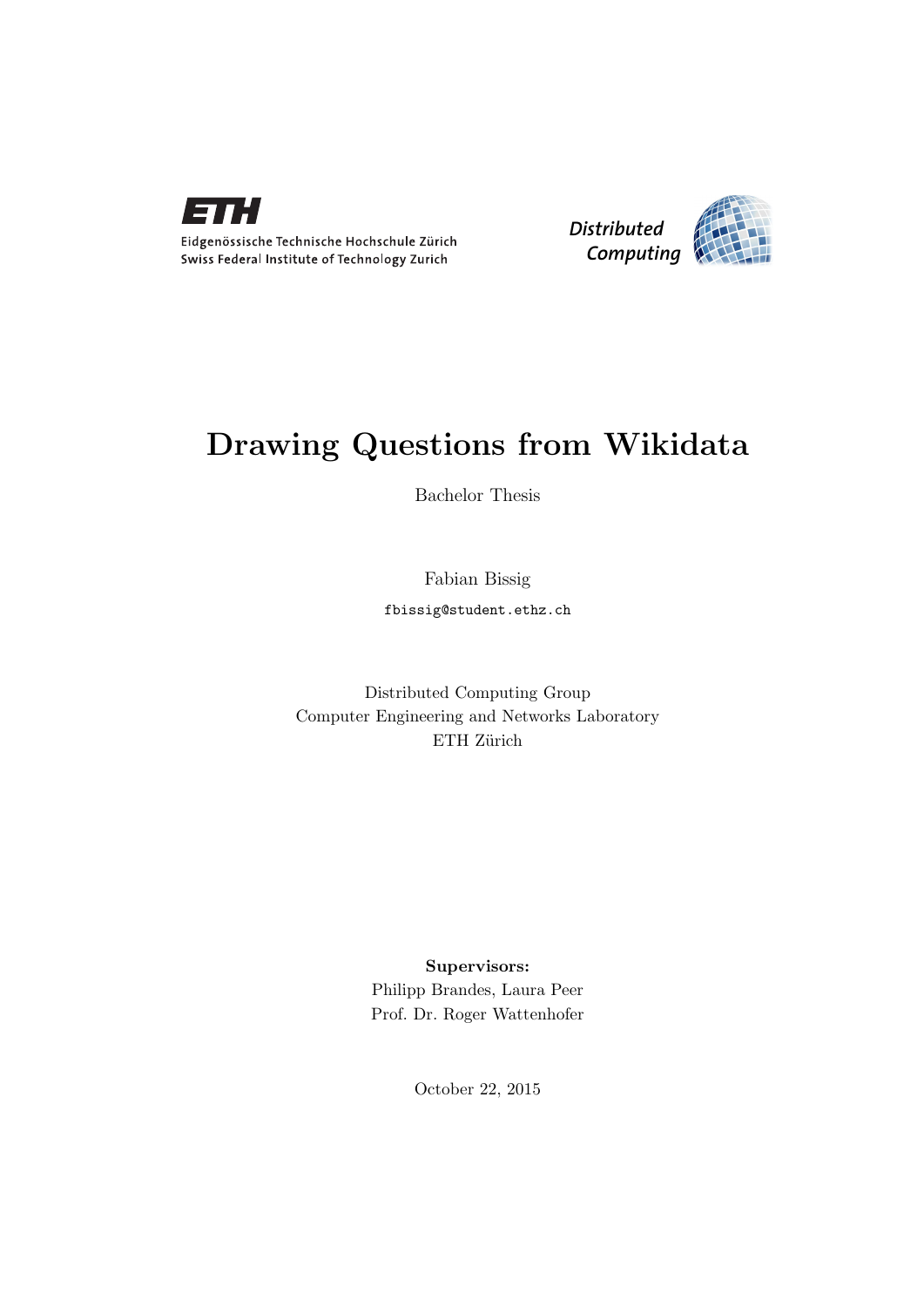Eidgenössische Technische Hochschule Zürich
Swiss Federal Institute of Technology Zurich

Distributed Computing

# Drawing Questions from Wikidata

Bachelor Thesis

Fabian Bissig

fbissig@student.ethz.ch

Distributed Computing Group
Computer Engineering and Networks Laboratory
ETH Zürich

**Supervisors:**
Philipp Brandes, Laura Peer
Prof. Dr. Roger Wattenhofer

October 22, 2015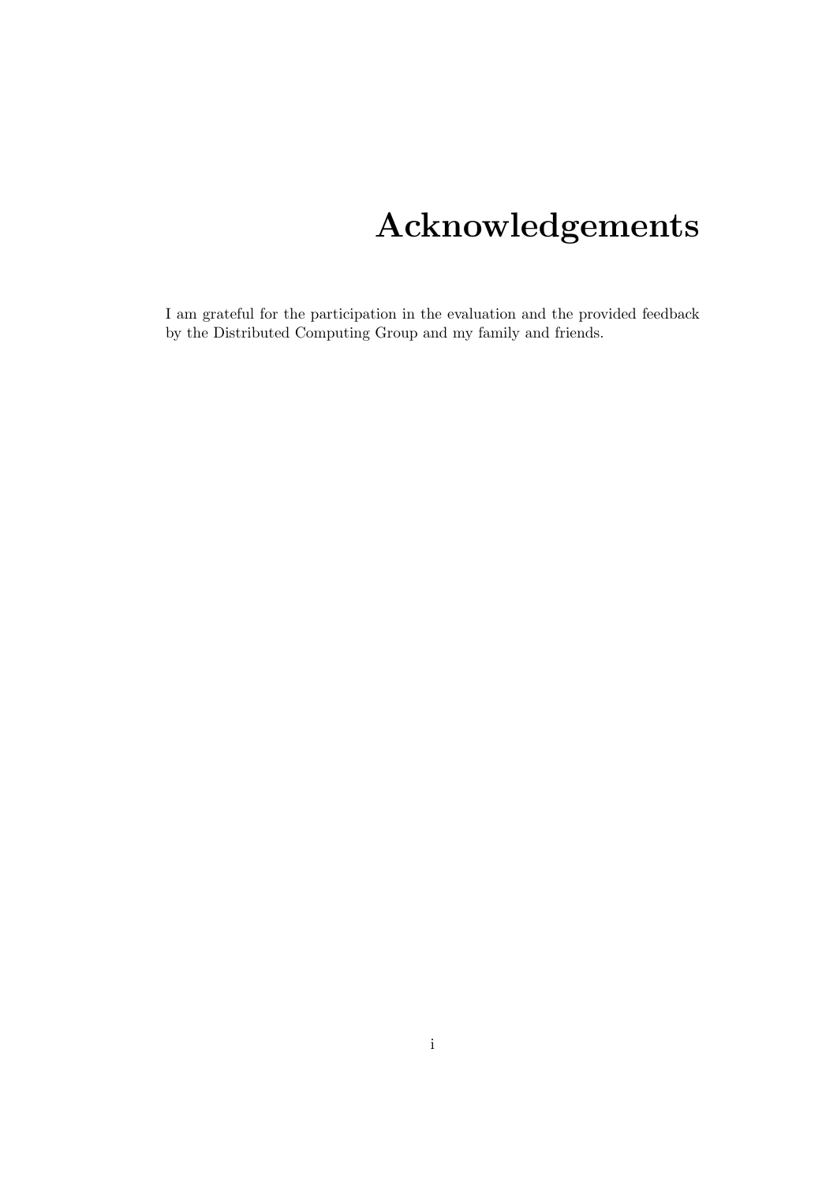# Acknowledgements

I am grateful for the participation in the evaluation and the provided feedback by the Distributed Computing Group and my family and friends.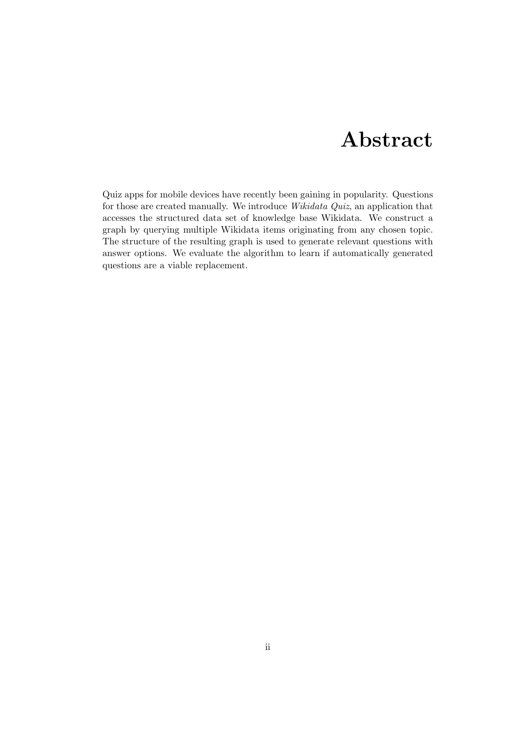# Abstract

Quiz apps for mobile devices have recently been gaining in popularity. Questions for those are created manually. We introduce *Wikidata Quiz*, an application that accesses the structured data set of knowledge base Wikidata. We construct a graph by querying multiple Wikidata items originating from any chosen topic. The structure of the resulting graph is used to generate relevant questions with answer options. We evaluate the algorithm to learn if automatically generated questions are a viable replacement.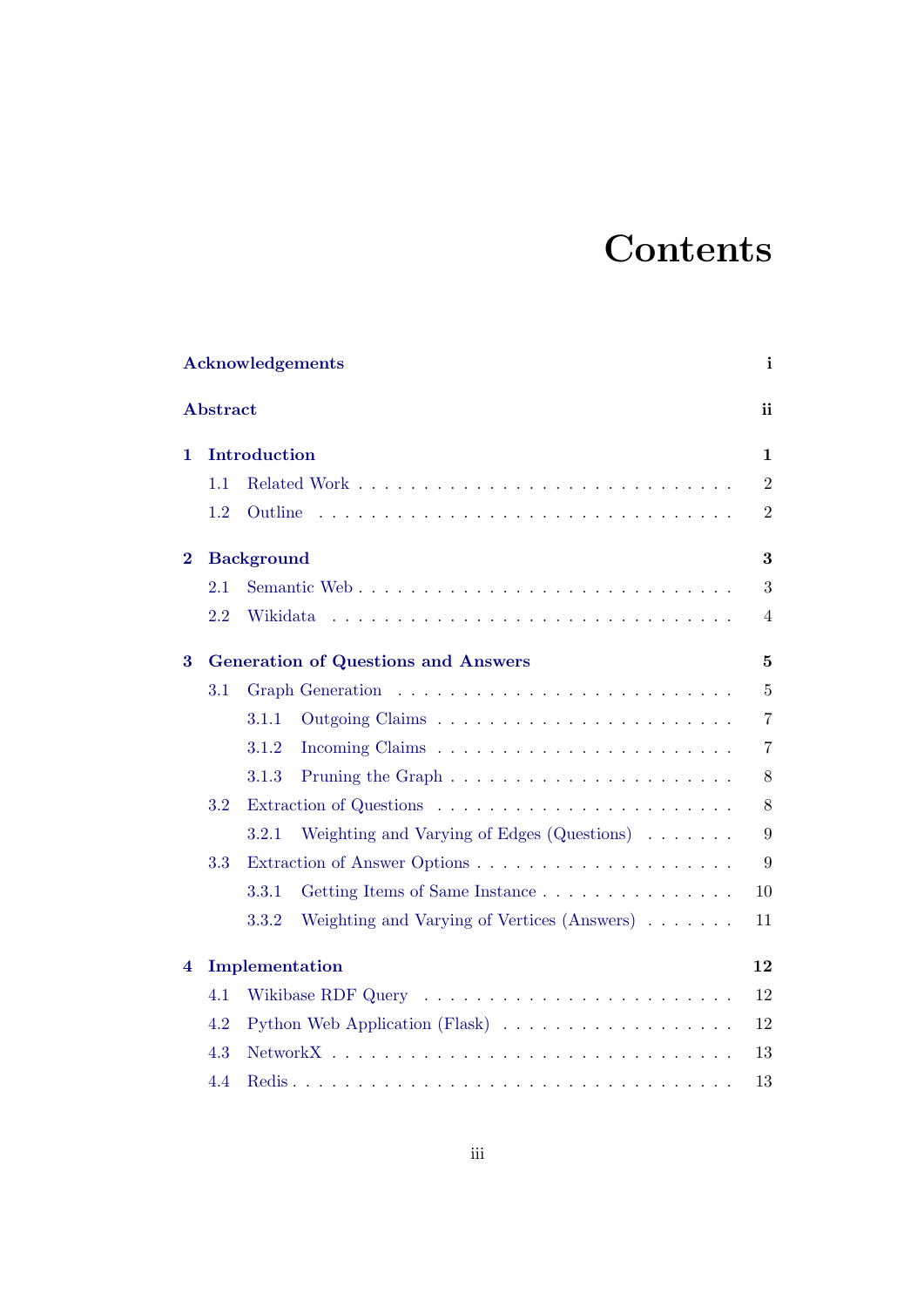# Contents

**Acknowledgements** **i**

**Abstract** **ii**

**1 Introduction** **1**

- 1.1 Related Work . . . . . . . . . . . . . . . . . . . . . . . . . . . . 2
- 1.2 Outline . . . . . . . . . . . . . . . . . . . . . . . . . . . . 2

**2 Background** **3**

- 2.1 Semantic Web . . . . . . . . . . . . . . . . . . . . . . . . . . . . 3
- 2.2 Wikidata . . . . . . . . . . . . . . . . . . . . . . . . . . . . 4

**3 Generation of Questions and Answers** **5**

- 3.1 Graph Generation . . . . . . . . . . . . . . . . . . . . . . . . . . 5
  - 3.1.1 Outgoing Claims . . . . . . . . . . . . . . . . . . . . . . 7
  - 3.1.2 Incoming Claims . . . . . . . . . . . . . . . . . . . . . . 7
  - 3.1.3 Pruning the Graph . . . . . . . . . . . . . . . . . . . . . 8
- 3.2 Extraction of Questions . . . . . . . . . . . . . . . . . . . . . . . 8
  - 3.2.1 Weighting and Varying of Edges (Questions) . . . . . . . 9
- 3.3 Extraction of Answer Options . . . . . . . . . . . . . . . . . . . . 9
  - 3.3.1 Getting Items of Same Instance . . . . . . . . . . . . . . . 10
  - 3.3.2 Weighting and Varying of Vertices (Answers) . . . . . . . 11

**4 Implementation** **12**

- 4.1 Wikibase RDF Query . . . . . . . . . . . . . . . . . . . . . . . . 12
- 4.2 Python Web Application (Flask) . . . . . . . . . . . . . . . . . . . 12
- 4.3 NetworkX . . . . . . . . . . . . . . . . . . . . . . . . . . . . 13
- 4.4 Redis . . . . . . . . . . . . . . . . . . . . . . . . . . . . 13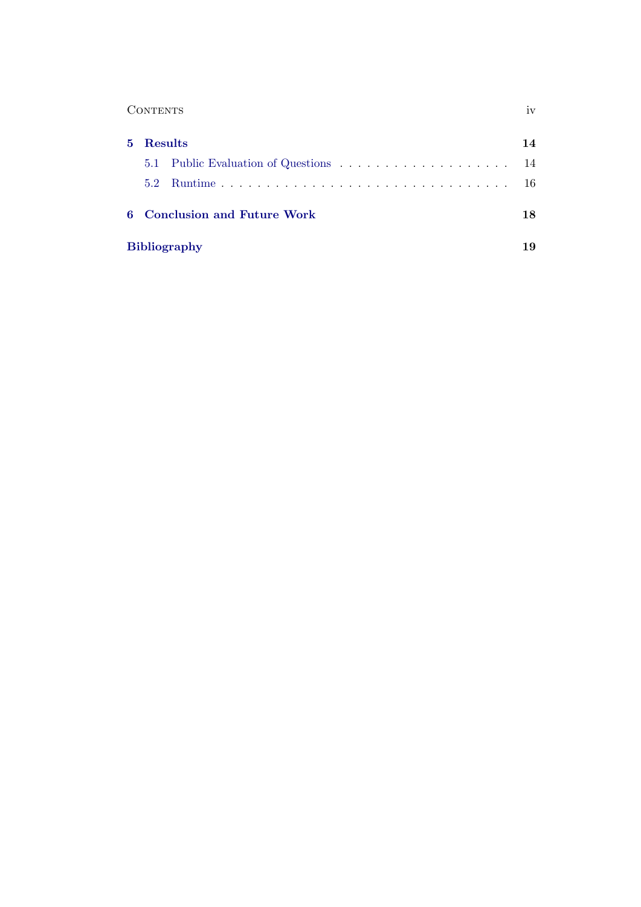| | | |
|---|---|---|
| **5** | **Results** | **14** |
| | 5.1 Public Evaluation of Questions | 14 |
| | 5.2 Runtime | 16 |
| **6** | **Conclusion and Future Work** | **18** |
| | **Bibliography** | **19** |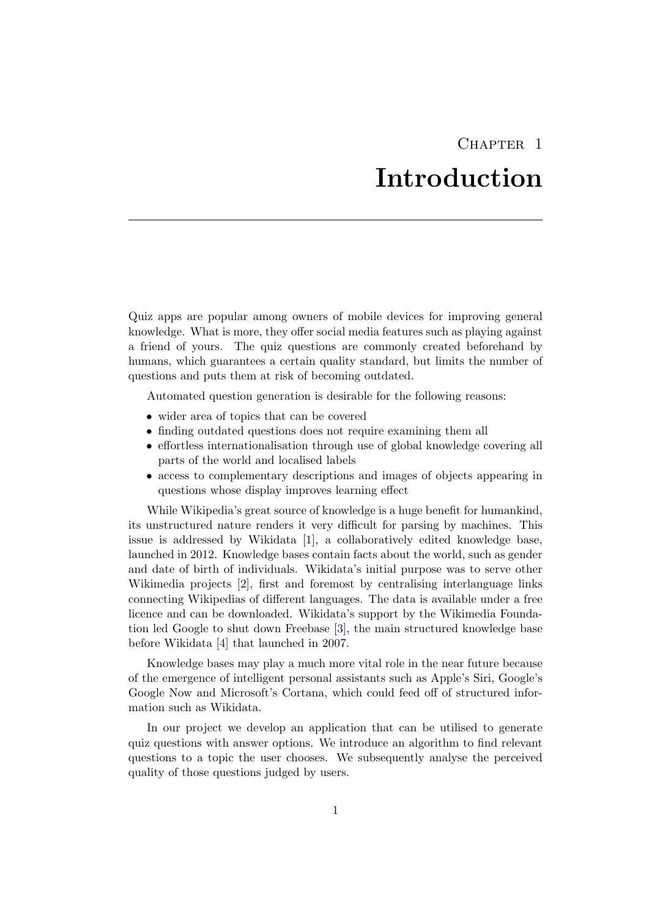# Chapter 1
# Introduction

Quiz apps are popular among owners of mobile devices for improving general knowledge. What is more, they offer social media features such as playing against a friend of yours. The quiz questions are commonly created beforehand by humans, which guarantees a certain quality standard, but limits the number of questions and puts them at risk of becoming outdated.

Automated question generation is desirable for the following reasons:

- wider area of topics that can be covered
- finding outdated questions does not require examining them all
- effortless internationalisation through use of global knowledge covering all parts of the world and localised labels
- access to complementary descriptions and images of objects appearing in questions whose display improves learning effect

While Wikipedia's great source of knowledge is a huge benefit for humankind, its unstructured nature renders it very difficult for parsing by machines. This issue is addressed by Wikidata [1], a collaboratively edited knowledge base, launched in 2012. Knowledge bases contain facts about the world, such as gender and date of birth of individuals. Wikidata's initial purpose was to serve other Wikimedia projects [2], first and foremost by centralising interlanguage links connecting Wikipedias of different languages. The data is available under a free licence and can be downloaded. Wikidata's support by the Wikimedia Foundation led Google to shut down Freebase [3], the main structured knowledge base before Wikidata [4] that launched in 2007.

Knowledge bases may play a much more vital role in the near future because of the emergence of intelligent personal assistants such as Apple's Siri, Google's Google Now and Microsoft's Cortana, which could feed off of structured information such as Wikidata.

In our project we develop an application that can be utilised to generate quiz questions with answer options. We introduce an algorithm to find relevant questions to a topic the user chooses. We subsequently analyse the perceived quality of those questions judged by users.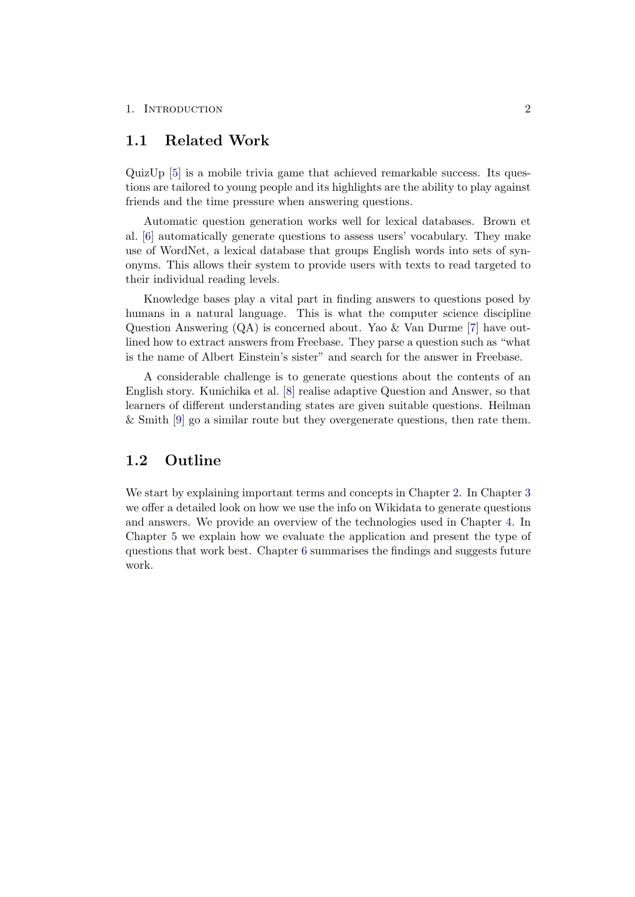## 1.1 Related Work

QuizUp [5] is a mobile trivia game that achieved remarkable success. Its questions are tailored to young people and its highlights are the ability to play against friends and the time pressure when answering questions.

Automatic question generation works well for lexical databases. Brown et al. [6] automatically generate questions to assess users' vocabulary. They make use of WordNet, a lexical database that groups English words into sets of synonyms. This allows their system to provide users with texts to read targeted to their individual reading levels.

Knowledge bases play a vital part in finding answers to questions posed by humans in a natural language. This is what the computer science discipline Question Answering (QA) is concerned about. Yao & Van Durme [7] have outlined how to extract answers from Freebase. They parse a question such as "what is the name of Albert Einstein's sister" and search for the answer in Freebase.

A considerable challenge is to generate questions about the contents of an English story. Kunichika et al. [8] realise adaptive Question and Answer, so that learners of different understanding states are given suitable questions. Heilman & Smith [9] go a similar route but they overgenerate questions, then rate them.

## 1.2 Outline

We start by explaining important terms and concepts in Chapter 2. In Chapter 3 we offer a detailed look on how we use the info on Wikidata to generate questions and answers. We provide an overview of the technologies used in Chapter 4. In Chapter 5 we explain how we evaluate the application and present the type of questions that work best. Chapter 6 summarises the findings and suggests future work.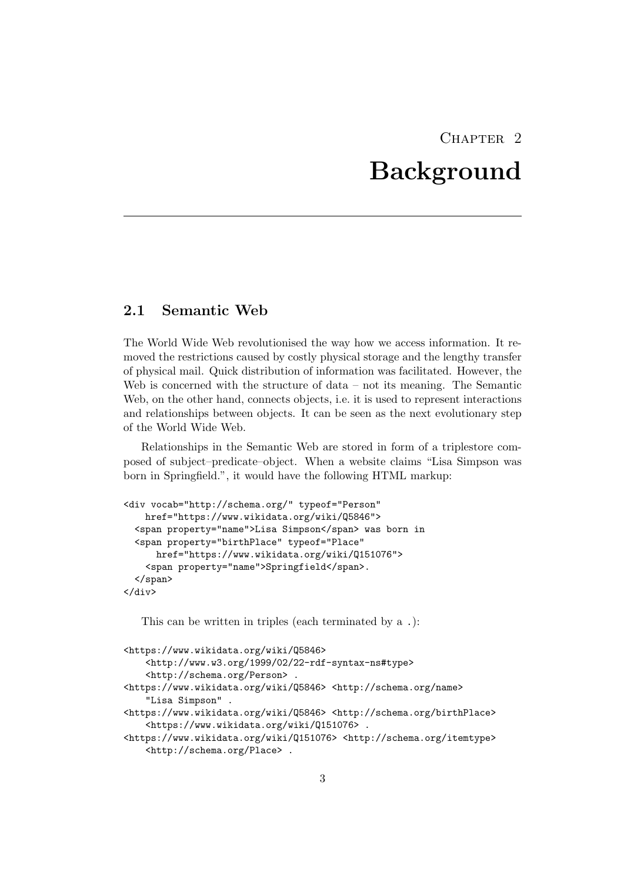# Chapter 2

# Background

## 2.1 Semantic Web

The World Wide Web revolutionised the way how we access information. It removed the restrictions caused by costly physical storage and the lengthy transfer of physical mail. Quick distribution of information was facilitated. However, the Web is concerned with the structure of data – not its meaning. The Semantic Web, on the other hand, connects objects, i.e. it is used to represent interactions and relationships between objects. It can be seen as the next evolutionary step of the World Wide Web.

Relationships in the Semantic Web are stored in form of a triplestore composed of subject–predicate–object. When a website claims "Lisa Simpson was born in Springfield.", it would have the following HTML markup:

```
<div vocab="http://schema.org/" typeof="Person"
    href="https://www.wikidata.org/wiki/Q5846">
  <span property="name">Lisa Simpson</span> was born in
  <span property="birthPlace" typeof="Place"
      href="https://www.wikidata.org/wiki/Q151076">
    <span property="name">Springfield</span>.
  </span>
</div>
```

This can be written in triples (each terminated by a `.`):

```
<https://www.wikidata.org/wiki/Q5846>
    <http://www.w3.org/1999/02/22-rdf-syntax-ns#type>
    <http://schema.org/Person> .
<https://www.wikidata.org/wiki/Q5846> <http://schema.org/name>
    "Lisa Simpson" .
<https://www.wikidata.org/wiki/Q5846> <http://schema.org/birthPlace>
    <https://www.wikidata.org/wiki/Q151076> .
<https://www.wikidata.org/wiki/Q151076> <http://schema.org/itemtype>
    <http://schema.org/Place> .
```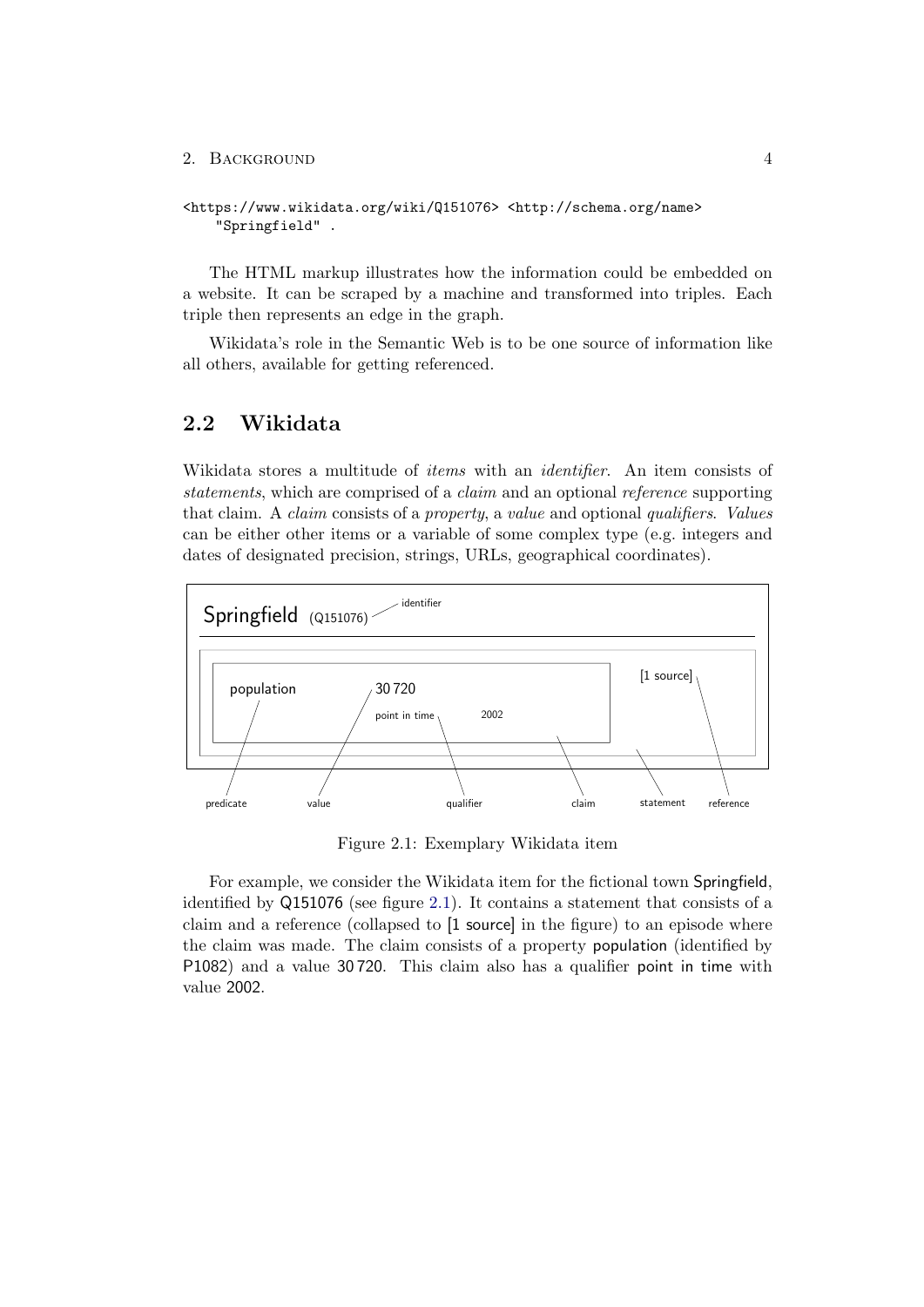```
<https://www.wikidata.org/wiki/Q151076> <http://schema.org/name>
    "Springfield" .
```

The HTML markup illustrates how the information could be embedded on a website. It can be scraped by a machine and transformed into triples. Each triple then represents an edge in the graph.

Wikidata's role in the Semantic Web is to be one source of information like all others, available for getting referenced.

## 2.2 Wikidata

Wikidata stores a multitude of *items* with an *identifier*. An item consists of *statements*, which are comprised of a *claim* and an optional *reference* supporting that claim. A *claim* consists of a *property*, a *value* and optional *qualifiers*. *Values* can be either other items or a variable of some complex type (e.g. integers and dates of designated precision, strings, URLs, geographical coordinates).

Springfield (Q151076) — identifier

population — 30 720 — point in time 2002 — [1 source]

predicate, value, qualifier, claim, statement, reference

Figure 2.1: Exemplary Wikidata item

For example, we consider the Wikidata item for the fictional town Springfield, identified by Q151076 (see figure 2.1). It contains a statement that consists of a claim and a reference (collapsed to [1 source] in the figure) to an episode where the claim was made. The claim consists of a property population (identified by P1082) and a value 30 720. This claim also has a qualifier point in time with value 2002.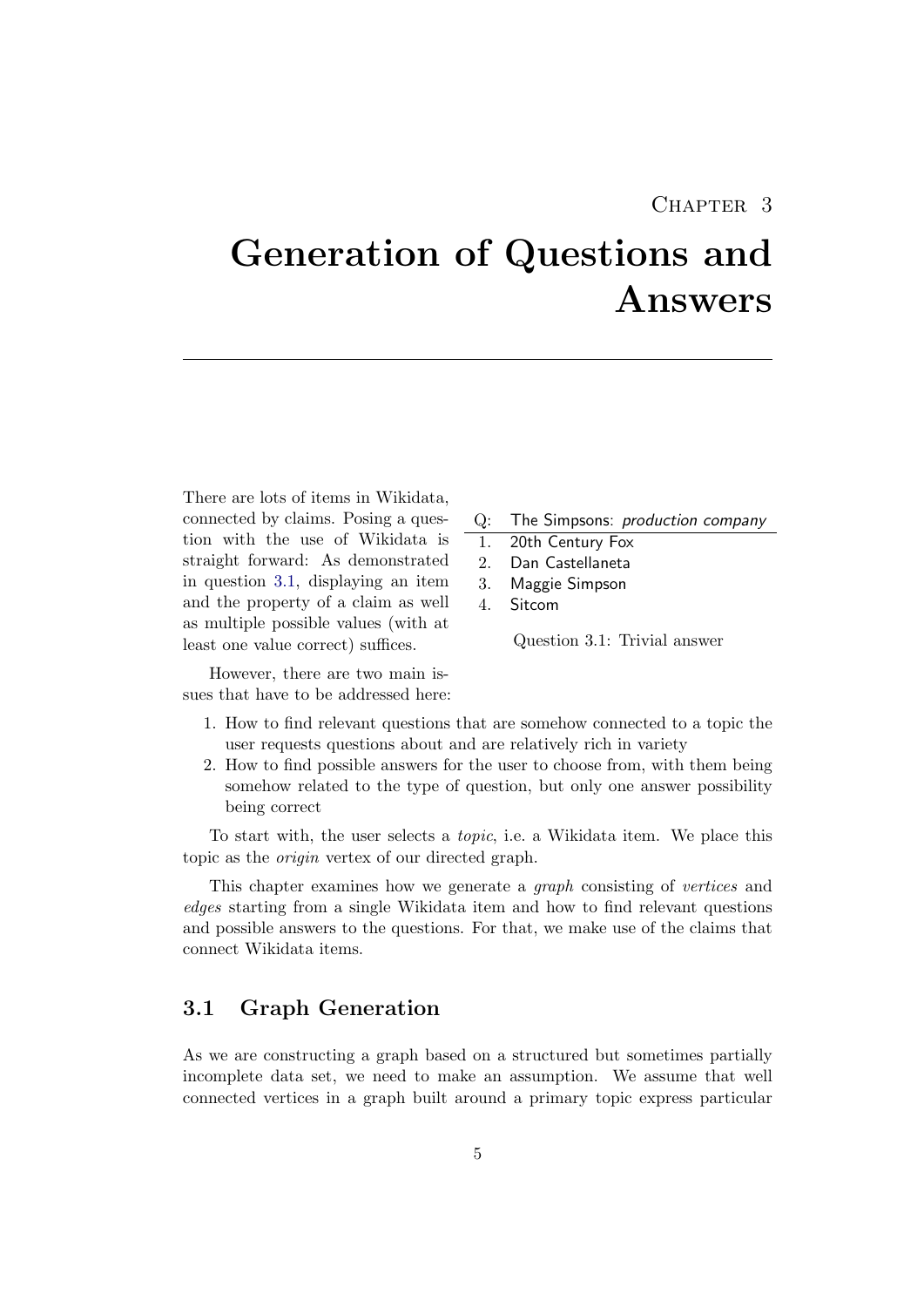# Chapter 3

# Generation of Questions and Answers

There are lots of items in Wikidata, connected by claims. Posing a question with the use of Wikidata is straight forward: As demonstrated in question 3.1, displaying an item and the property of a claim as well as multiple possible values (with at least one value correct) suffices.

| Q: | The Simpsons: *production company* |
|---|---|
| 1. | 20th Century Fox |
| 2. | Dan Castellaneta |
| 3. | Maggie Simpson |
| 4. | Sitcom |

Question 3.1: Trivial answer

However, there are two main issues that have to be addressed here:

1. How to find relevant questions that are somehow connected to a topic the user requests questions about and are relatively rich in variety
2. How to find possible answers for the user to choose from, with them being somehow related to the type of question, but only one answer possibility being correct

To start with, the user selects a *topic*, i.e. a Wikidata item. We place this topic as the *origin* vertex of our directed graph.

This chapter examines how we generate a *graph* consisting of *vertices* and *edges* starting from a single Wikidata item and how to find relevant questions and possible answers to the questions. For that, we make use of the claims that connect Wikidata items.

## 3.1 Graph Generation

As we are constructing a graph based on a structured but sometimes partially incomplete data set, we need to make an assumption. We assume that well connected vertices in a graph built around a primary topic express particular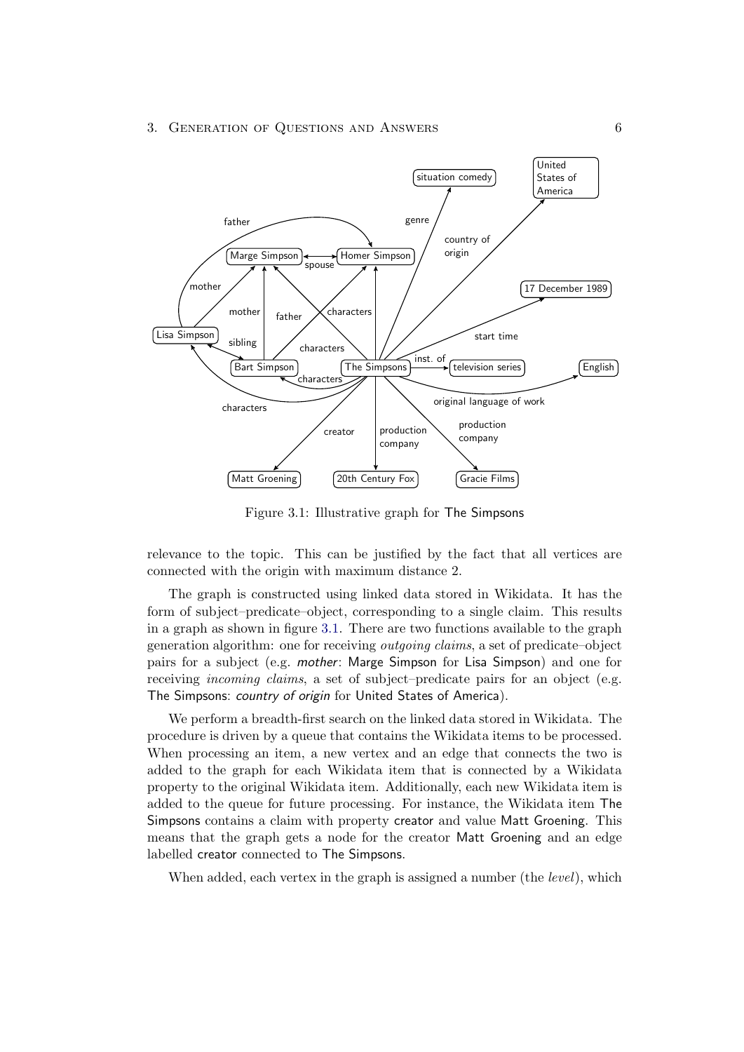Figure 3.1: Illustrative graph for The Simpsons

relevance to the topic. This can be justified by the fact that all vertices are connected with the origin with maximum distance 2.

The graph is constructed using linked data stored in Wikidata. It has the form of subject–predicate–object, corresponding to a single claim. This results in a graph as shown in figure 3.1. There are two functions available to the graph generation algorithm: one for receiving *outgoing claims*, a set of predicate–object pairs for a subject (e.g. *mother*: Marge Simpson for Lisa Simpson) and one for receiving *incoming claims*, a set of subject–predicate pairs for an object (e.g. The Simpsons: *country of origin* for United States of America).

We perform a breadth-first search on the linked data stored in Wikidata. The procedure is driven by a queue that contains the Wikidata items to be processed. When processing an item, a new vertex and an edge that connects the two is added to the graph for each Wikidata item that is connected by a Wikidata property to the original Wikidata item. Additionally, each new Wikidata item is added to the queue for future processing. For instance, the Wikidata item The Simpsons contains a claim with property creator and value Matt Groening. This means that the graph gets a node for the creator Matt Groening and an edge labelled creator connected to The Simpsons.

When added, each vertex in the graph is assigned a number (the *level*), which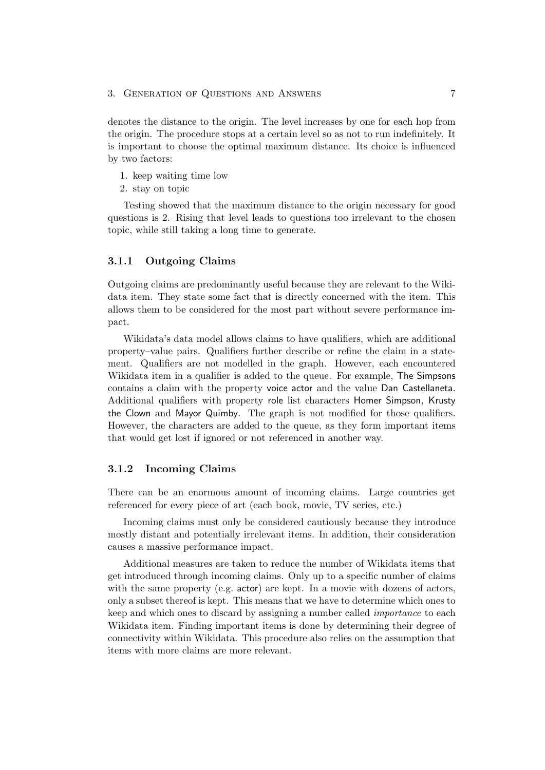denotes the distance to the origin. The level increases by one for each hop from the origin. The procedure stops at a certain level so as not to run indefinitely. It is important to choose the optimal maximum distance. Its choice is influenced by two factors:

1. keep waiting time low
2. stay on topic

Testing showed that the maximum distance to the origin necessary for good questions is 2. Rising that level leads to questions too irrelevant to the chosen topic, while still taking a long time to generate.

### 3.1.1 Outgoing Claims

Outgoing claims are predominantly useful because they are relevant to the Wikidata item. They state some fact that is directly concerned with the item. This allows them to be considered for the most part without severe performance impact.

Wikidata's data model allows claims to have qualifiers, which are additional property–value pairs. Qualifiers further describe or refine the claim in a statement. Qualifiers are not modelled in the graph. However, each encountered Wikidata item in a qualifier is added to the queue. For example, The Simpsons contains a claim with the property voice actor and the value Dan Castellaneta. Additional qualifiers with property role list characters Homer Simpson, Krusty the Clown and Mayor Quimby. The graph is not modified for those qualifiers. However, the characters are added to the queue, as they form important items that would get lost if ignored or not referenced in another way.

### 3.1.2 Incoming Claims

There can be an enormous amount of incoming claims. Large countries get referenced for every piece of art (each book, movie, TV series, etc.)

Incoming claims must only be considered cautiously because they introduce mostly distant and potentially irrelevant items. In addition, their consideration causes a massive performance impact.

Additional measures are taken to reduce the number of Wikidata items that get introduced through incoming claims. Only up to a specific number of claims with the same property (e.g. actor) are kept. In a movie with dozens of actors, only a subset thereof is kept. This means that we have to determine which ones to keep and which ones to discard by assigning a number called *importance* to each Wikidata item. Finding important items is done by determining their degree of connectivity within Wikidata. This procedure also relies on the assumption that items with more claims are more relevant.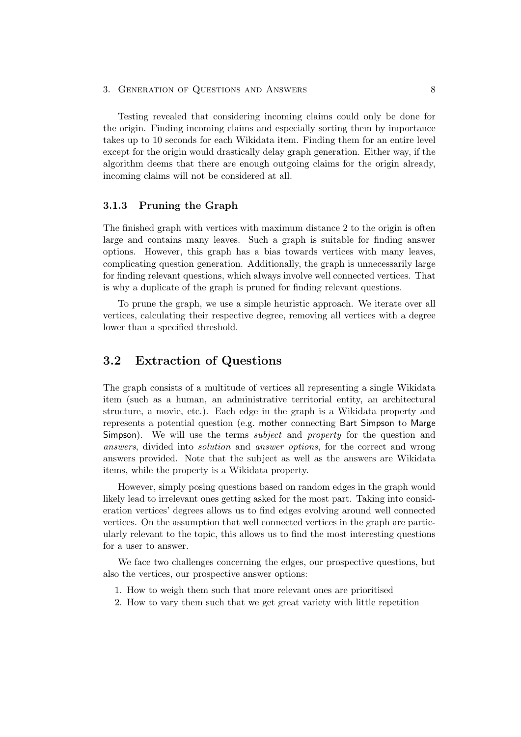Testing revealed that considering incoming claims could only be done for the origin. Finding incoming claims and especially sorting them by importance takes up to 10 seconds for each Wikidata item. Finding them for an entire level except for the origin would drastically delay graph generation. Either way, if the algorithm deems that there are enough outgoing claims for the origin already, incoming claims will not be considered at all.

### 3.1.3 Pruning the Graph

The finished graph with vertices with maximum distance 2 to the origin is often large and contains many leaves. Such a graph is suitable for finding answer options. However, this graph has a bias towards vertices with many leaves, complicating question generation. Additionally, the graph is unnecessarily large for finding relevant questions, which always involve well connected vertices. That is why a duplicate of the graph is pruned for finding relevant questions.

To prune the graph, we use a simple heuristic approach. We iterate over all vertices, calculating their respective degree, removing all vertices with a degree lower than a specified threshold.

## 3.2 Extraction of Questions

The graph consists of a multitude of vertices all representing a single Wikidata item (such as a human, an administrative territorial entity, an architectural structure, a movie, etc.). Each edge in the graph is a Wikidata property and represents a potential question (e.g. mother connecting Bart Simpson to Marge Simpson). We will use the terms *subject* and *property* for the question and *answers*, divided into *solution* and *answer options*, for the correct and wrong answers provided. Note that the subject as well as the answers are Wikidata items, while the property is a Wikidata property.

However, simply posing questions based on random edges in the graph would likely lead to irrelevant ones getting asked for the most part. Taking into consideration vertices' degrees allows us to find edges evolving around well connected vertices. On the assumption that well connected vertices in the graph are particularly relevant to the topic, this allows us to find the most interesting questions for a user to answer.

We face two challenges concerning the edges, our prospective questions, but also the vertices, our prospective answer options:

1. How to weigh them such that more relevant ones are prioritised
2. How to vary them such that we get great variety with little repetition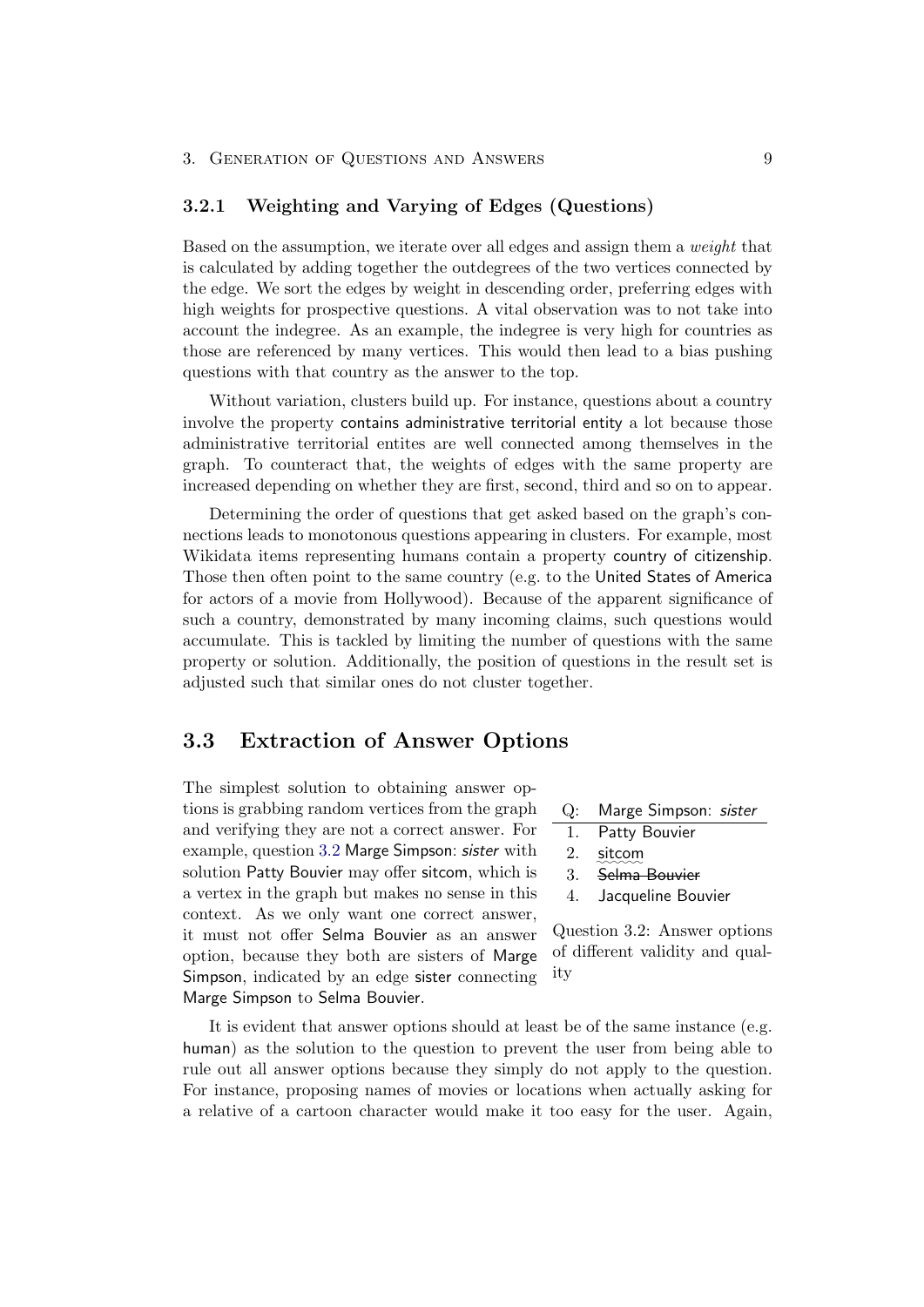### 3.2.1 Weighting and Varying of Edges (Questions)

Based on the assumption, we iterate over all edges and assign them a *weight* that is calculated by adding together the outdegrees of the two vertices connected by the edge. We sort the edges by weight in descending order, preferring edges with high weights for prospective questions. A vital observation was to not take into account the indegree. As an example, the indegree is very high for countries as those are referenced by many vertices. This would then lead to a bias pushing questions with that country as the answer to the top.

Without variation, clusters build up. For instance, questions about a country involve the property contains administrative territorial entity a lot because those administrative territorial entites are well connected among themselves in the graph. To counteract that, the weights of edges with the same property are increased depending on whether they are first, second, third and so on to appear.

Determining the order of questions that get asked based on the graph's connections leads to monotonous questions appearing in clusters. For example, most Wikidata items representing humans contain a property country of citizenship. Those then often point to the same country (e.g. to the United States of America for actors of a movie from Hollywood). Because of the apparent significance of such a country, demonstrated by many incoming claims, such questions would accumulate. This is tackled by limiting the number of questions with the same property or solution. Additionally, the position of questions in the result set is adjusted such that similar ones do not cluster together.

## 3.3 Extraction of Answer Options

The simplest solution to obtaining answer options is grabbing random vertices from the graph and verifying they are not a correct answer. For example, question 3.2 Marge Simpson: *sister* with solution Patty Bouvier may offer sitcom, which is a vertex in the graph but makes no sense in this context. As we only want one correct answer, it must not offer Selma Bouvier as an answer option, because they both are sisters of Marge Simpson, indicated by an edge sister connecting Marge Simpson to Selma Bouvier.

Q: Marge Simpson: *sister*

1. Patty Bouvier
2. sitcom
3. ~~Selma Bouvier~~
4. Jacqueline Bouvier

Question 3.2: Answer options of different validity and quality

It is evident that answer options should at least be of the same instance (e.g. human) as the solution to the question to prevent the user from being able to rule out all answer options because they simply do not apply to the question. For instance, proposing names of movies or locations when actually asking for a relative of a cartoon character would make it too easy for the user. Again,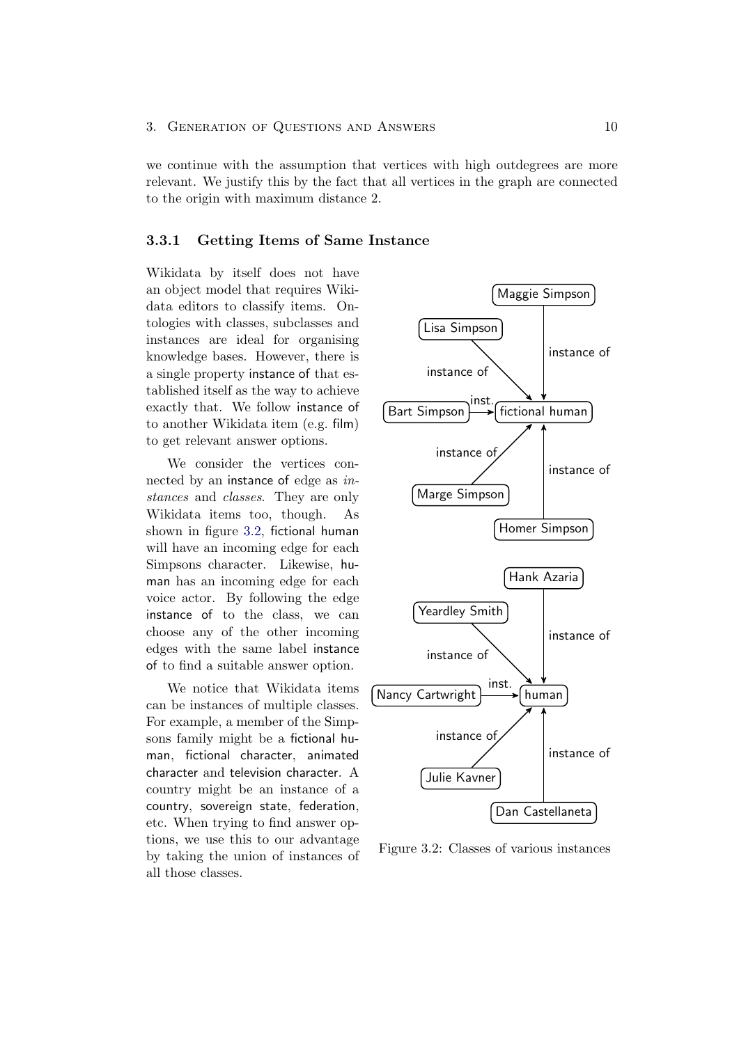we continue with the assumption that vertices with high outdegrees are more relevant. We justify this by the fact that all vertices in the graph are connected to the origin with maximum distance 2.

### 3.3.1 Getting Items of Same Instance

Wikidata by itself does not have an object model that requires Wikidata editors to classify items. Ontologies with classes, subclasses and instances are ideal for organising knowledge bases. However, there is a single property instance of that established itself as the way to achieve exactly that. We follow instance of to another Wikidata item (e.g. film) to get relevant answer options.

We consider the vertices connected by an instance of edge as *instances* and *classes*. They are only Wikidata items too, though. As shown in figure 3.2, fictional human will have an incoming edge for each Simpsons character. Likewise, human has an incoming edge for each voice actor. By following the edge instance of to the class, we can choose any of the other incoming edges with the same label instance of to find a suitable answer option.

We notice that Wikidata items can be instances of multiple classes. For example, a member of the Simpsons family might be a fictional human, fictional character, animated character and television character. A country might be an instance of a country, sovereign state, federation, etc. When trying to find answer options, we use this to our advantage by taking the union of instances of all those classes.

Figure 3.2: Classes of various instances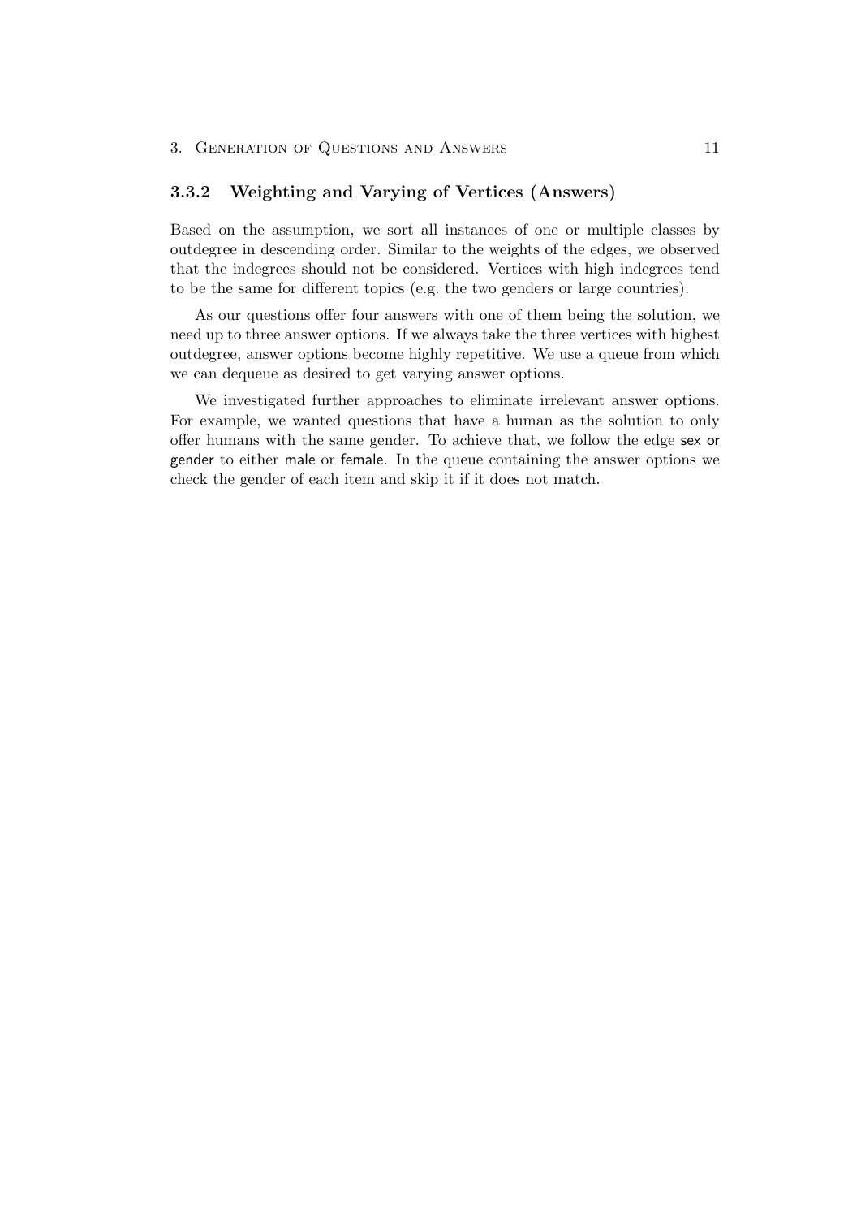### 3.3.2 Weighting and Varying of Vertices (Answers)

Based on the assumption, we sort all instances of one or multiple classes by outdegree in descending order. Similar to the weights of the edges, we observed that the indegrees should not be considered. Vertices with high indegrees tend to be the same for different topics (e.g. the two genders or large countries).

As our questions offer four answers with one of them being the solution, we need up to three answer options. If we always take the three vertices with highest outdegree, answer options become highly repetitive. We use a queue from which we can dequeue as desired to get varying answer options.

We investigated further approaches to eliminate irrelevant answer options. For example, we wanted questions that have a human as the solution to only offer humans with the same gender. To achieve that, we follow the edge sex or gender to either male or female. In the queue containing the answer options we check the gender of each item and skip it if it does not match.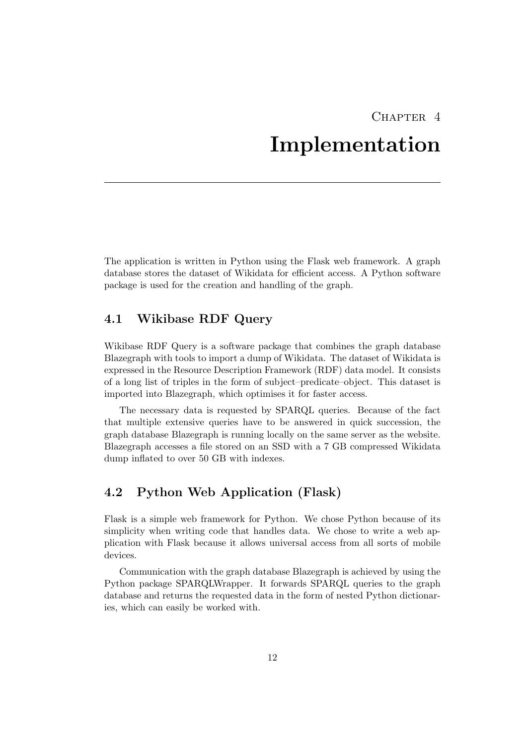# Chapter 4
# Implementation

The application is written in Python using the Flask web framework. A graph database stores the dataset of Wikidata for efficient access. A Python software package is used for the creation and handling of the graph.

## 4.1 Wikibase RDF Query

Wikibase RDF Query is a software package that combines the graph database Blazegraph with tools to import a dump of Wikidata. The dataset of Wikidata is expressed in the Resource Description Framework (RDF) data model. It consists of a long list of triples in the form of subject–predicate–object. This dataset is imported into Blazegraph, which optimises it for faster access.

The necessary data is requested by SPARQL queries. Because of the fact that multiple extensive queries have to be answered in quick succession, the graph database Blazegraph is running locally on the same server as the website. Blazegraph accesses a file stored on an SSD with a 7 GB compressed Wikidata dump inflated to over 50 GB with indexes.

## 4.2 Python Web Application (Flask)

Flask is a simple web framework for Python. We chose Python because of its simplicity when writing code that handles data. We chose to write a web application with Flask because it allows universal access from all sorts of mobile devices.

Communication with the graph database Blazegraph is achieved by using the Python package SPARQLWrapper. It forwards SPARQL queries to the graph database and returns the requested data in the form of nested Python dictionaries, which can easily be worked with.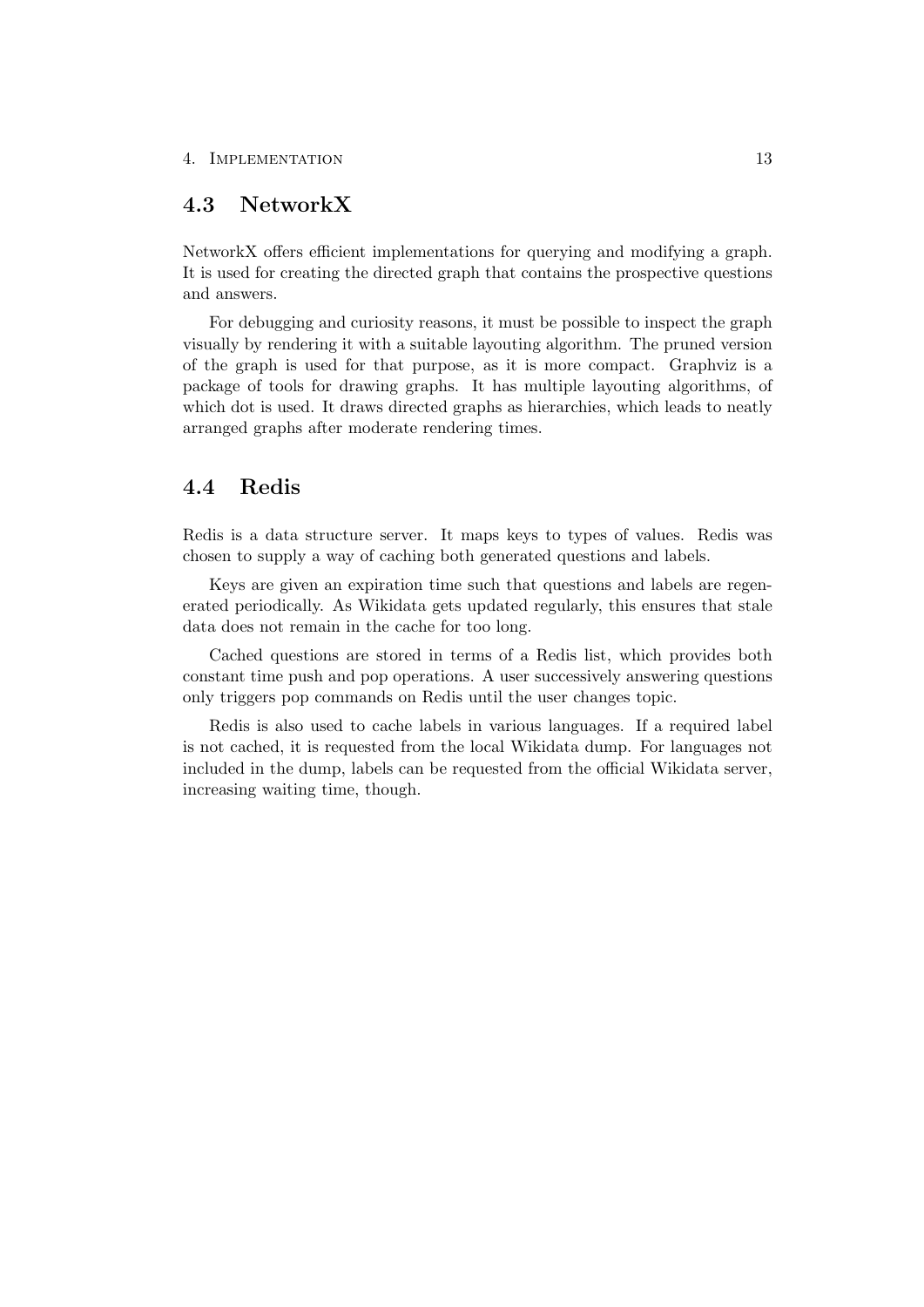## 4.3 NetworkX

NetworkX offers efficient implementations for querying and modifying a graph. It is used for creating the directed graph that contains the prospective questions and answers.

For debugging and curiosity reasons, it must be possible to inspect the graph visually by rendering it with a suitable layouting algorithm. The pruned version of the graph is used for that purpose, as it is more compact. Graphviz is a package of tools for drawing graphs. It has multiple layouting algorithms, of which dot is used. It draws directed graphs as hierarchies, which leads to neatly arranged graphs after moderate rendering times.

## 4.4 Redis

Redis is a data structure server. It maps keys to types of values. Redis was chosen to supply a way of caching both generated questions and labels.

Keys are given an expiration time such that questions and labels are regenerated periodically. As Wikidata gets updated regularly, this ensures that stale data does not remain in the cache for too long.

Cached questions are stored in terms of a Redis list, which provides both constant time push and pop operations. A user successively answering questions only triggers pop commands on Redis until the user changes topic.

Redis is also used to cache labels in various languages. If a required label is not cached, it is requested from the local Wikidata dump. For languages not included in the dump, labels can be requested from the official Wikidata server, increasing waiting time, though.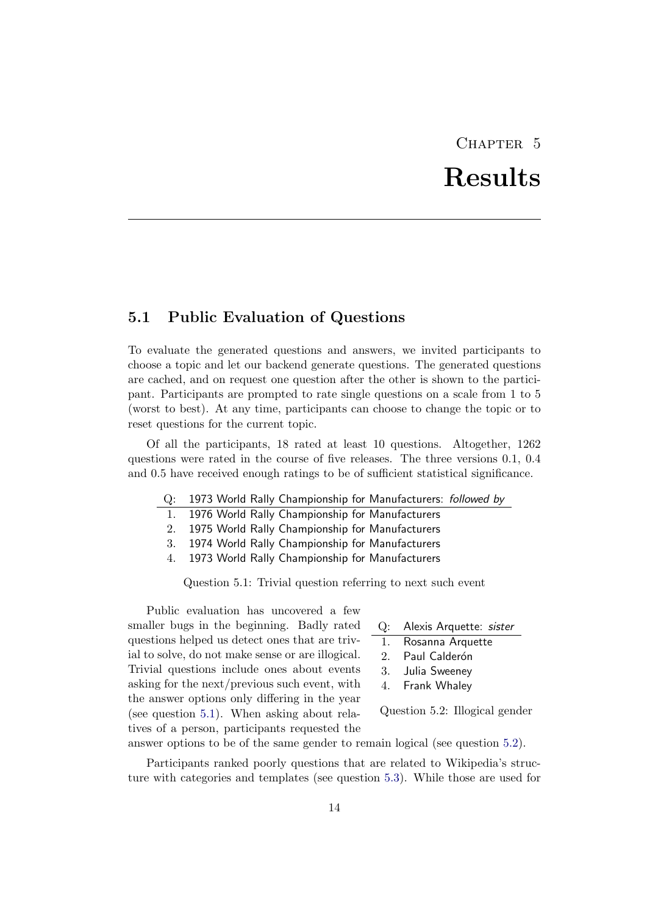# Chapter 5

# Results

## 5.1 Public Evaluation of Questions

To evaluate the generated questions and answers, we invited participants to choose a topic and let our backend generate questions. The generated questions are cached, and on request one question after the other is shown to the participant. Participants are prompted to rate single questions on a scale from 1 to 5 (worst to best). At any time, participants can choose to change the topic or to reset questions for the current topic.

Of all the participants, 18 rated at least 10 questions. Altogether, 1262 questions were rated in the course of five releases. The three versions 0.1, 0.4 and 0.5 have received enough ratings to be of sufficient statistical significance.

Q: 1973 World Rally Championship for Manufacturers: *followed by*

1. 1976 World Rally Championship for Manufacturers
2. 1975 World Rally Championship for Manufacturers
3. 1974 World Rally Championship for Manufacturers
4. 1973 World Rally Championship for Manufacturers

Question 5.1: Trivial question referring to next such event

Public evaluation has uncovered a few smaller bugs in the beginning. Badly rated questions helped us detect ones that are trivial to solve, do not make sense or are illogical. Trivial questions include ones about events asking for the next/previous such event, with the answer options only differing in the year (see question 5.1). When asking about relatives of a person, participants requested the answer options to be of the same gender to remain logical (see question 5.2).

Q: Alexis Arquette: *sister*

1. Rosanna Arquette
2. Paul Calderón
3. Julia Sweeney
4. Frank Whaley

Question 5.2: Illogical gender

Participants ranked poorly questions that are related to Wikipedia's structure with categories and templates (see question 5.3). While those are used for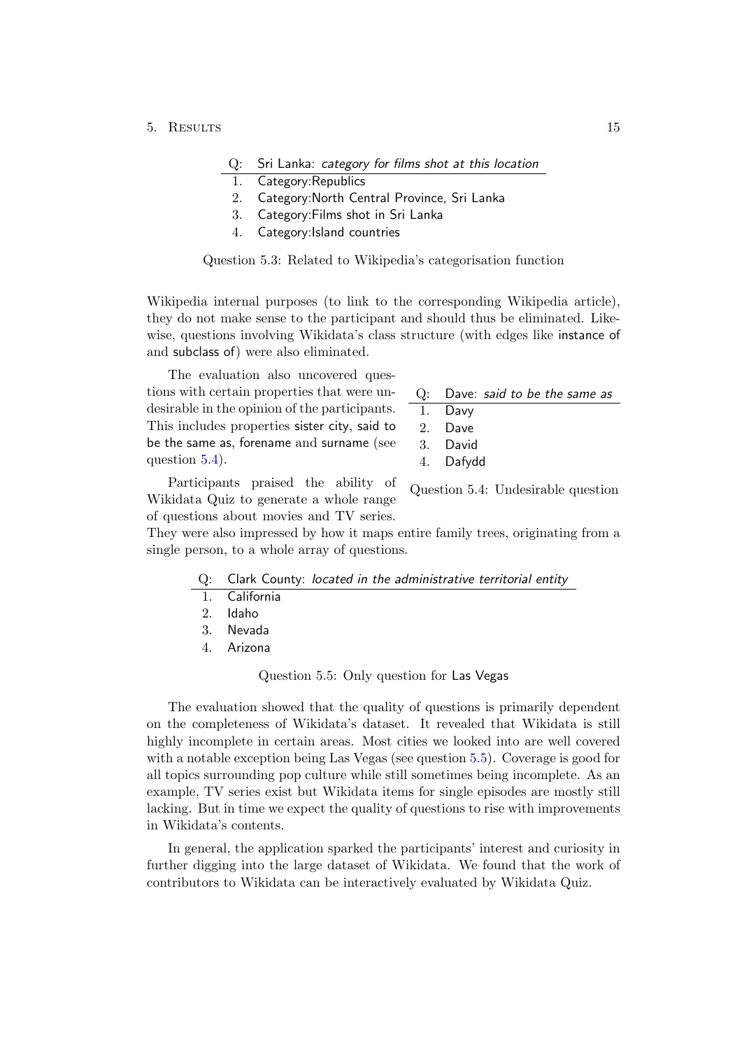| Q: | Sri Lanka: *category for films shot at this location* |
|---|---|
| 1. | Category:Republics |
| 2. | Category:North Central Province, Sri Lanka |
| 3. | Category:Films shot in Sri Lanka |
| 4. | Category:Island countries |

Question 5.3: Related to Wikipedia's categorisation function

Wikipedia internal purposes (to link to the corresponding Wikipedia article), they do not make sense to the participant and should thus be eliminated. Likewise, questions involving Wikidata's class structure (with edges like instance of and subclass of) were also eliminated.

The evaluation also uncovered questions with certain properties that were undesirable in the opinion of the participants. This includes properties sister city, said to be the same as, forename and surname (see question 5.4).

| Q: | Dave: *said to be the same as* |
|---|---|
| 1. | Davy |
| 2. | Dave |
| 3. | David |
| 4. | Dafydd |

Question 5.4: Undesirable question

Participants praised the ability of Wikidata Quiz to generate a whole range of questions about movies and TV series. They were also impressed by how it maps entire family trees, originating from a single person, to a whole array of questions.

| Q: | Clark County: *located in the administrative territorial entity* |
|---|---|
| 1. | California |
| 2. | Idaho |
| 3. | Nevada |
| 4. | Arizona |

Question 5.5: Only question for Las Vegas

The evaluation showed that the quality of questions is primarily dependent on the completeness of Wikidata's dataset. It revealed that Wikidata is still highly incomplete in certain areas. Most cities we looked into are well covered with a notable exception being Las Vegas (see question 5.5). Coverage is good for all topics surrounding pop culture while still sometimes being incomplete. As an example, TV series exist but Wikidata items for single episodes are mostly still lacking. But in time we expect the quality of questions to rise with improvements in Wikidata's contents.

In general, the application sparked the participants' interest and curiosity in further digging into the large dataset of Wikidata. We found that the work of contributors to Wikidata can be interactively evaluated by Wikidata Quiz.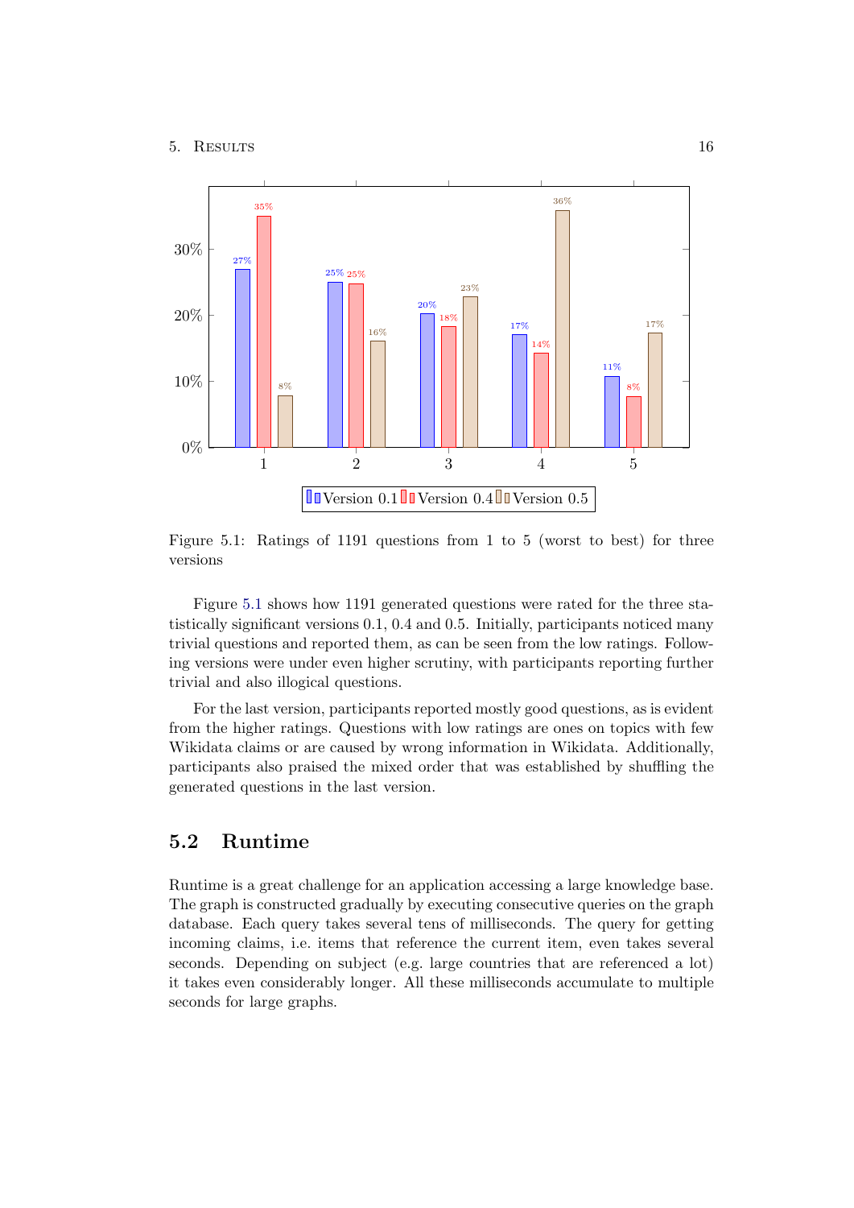| Rating | Version 0.1 | Version 0.4 | Version 0.5 |
|---|---|---|---|
| 1 | 27% | 35% | 8% |
| 2 | 25% | 25% | 16% |
| 3 | 20% | 18% | 23% |
| 4 | 17% | 14% | 36% |
| 5 | 11% | 8% | 17% |

Figure 5.1: Ratings of 1191 questions from 1 to 5 (worst to best) for three versions

Figure 5.1 shows how 1191 generated questions were rated for the three statistically significant versions 0.1, 0.4 and 0.5. Initially, participants noticed many trivial questions and reported them, as can be seen from the low ratings. Following versions were under even higher scrutiny, with participants reporting further trivial and also illogical questions.

For the last version, participants reported mostly good questions, as is evident from the higher ratings. Questions with low ratings are ones on topics with few Wikidata claims or are caused by wrong information in Wikidata. Additionally, participants also praised the mixed order that was established by shuffling the generated questions in the last version.

## 5.2 Runtime

Runtime is a great challenge for an application accessing a large knowledge base. The graph is constructed gradually by executing consecutive queries on the graph database. Each query takes several tens of milliseconds. The query for getting incoming claims, i.e. items that reference the current item, even takes several seconds. Depending on subject (e.g. large countries that are referenced a lot) it takes even considerably longer. All these milliseconds accumulate to multiple seconds for large graphs.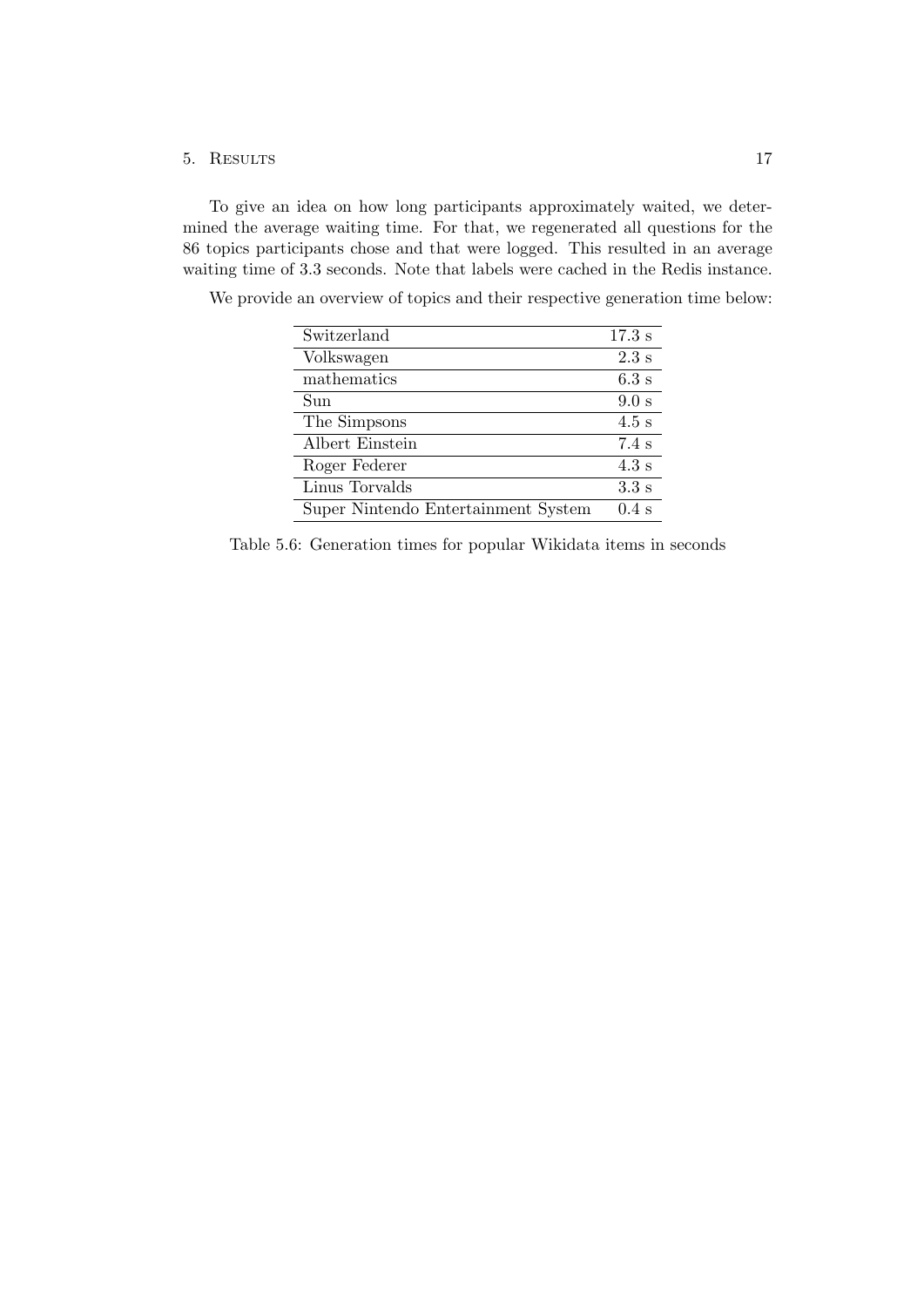To give an idea on how long participants approximately waited, we determined the average waiting time. For that, we regenerated all questions for the 86 topics participants chose and that were logged. This resulted in an average waiting time of 3.3 seconds. Note that labels were cached in the Redis instance.

We provide an overview of topics and their respective generation time below:

| | |
|---|---|
| Switzerland | 17.3 s |
| Volkswagen | 2.3 s |
| mathematics | 6.3 s |
| Sun | 9.0 s |
| The Simpsons | 4.5 s |
| Albert Einstein | 7.4 s |
| Roger Federer | 4.3 s |
| Linus Torvalds | 3.3 s |
| Super Nintendo Entertainment System | 0.4 s |

Table 5.6: Generation times for popular Wikidata items in seconds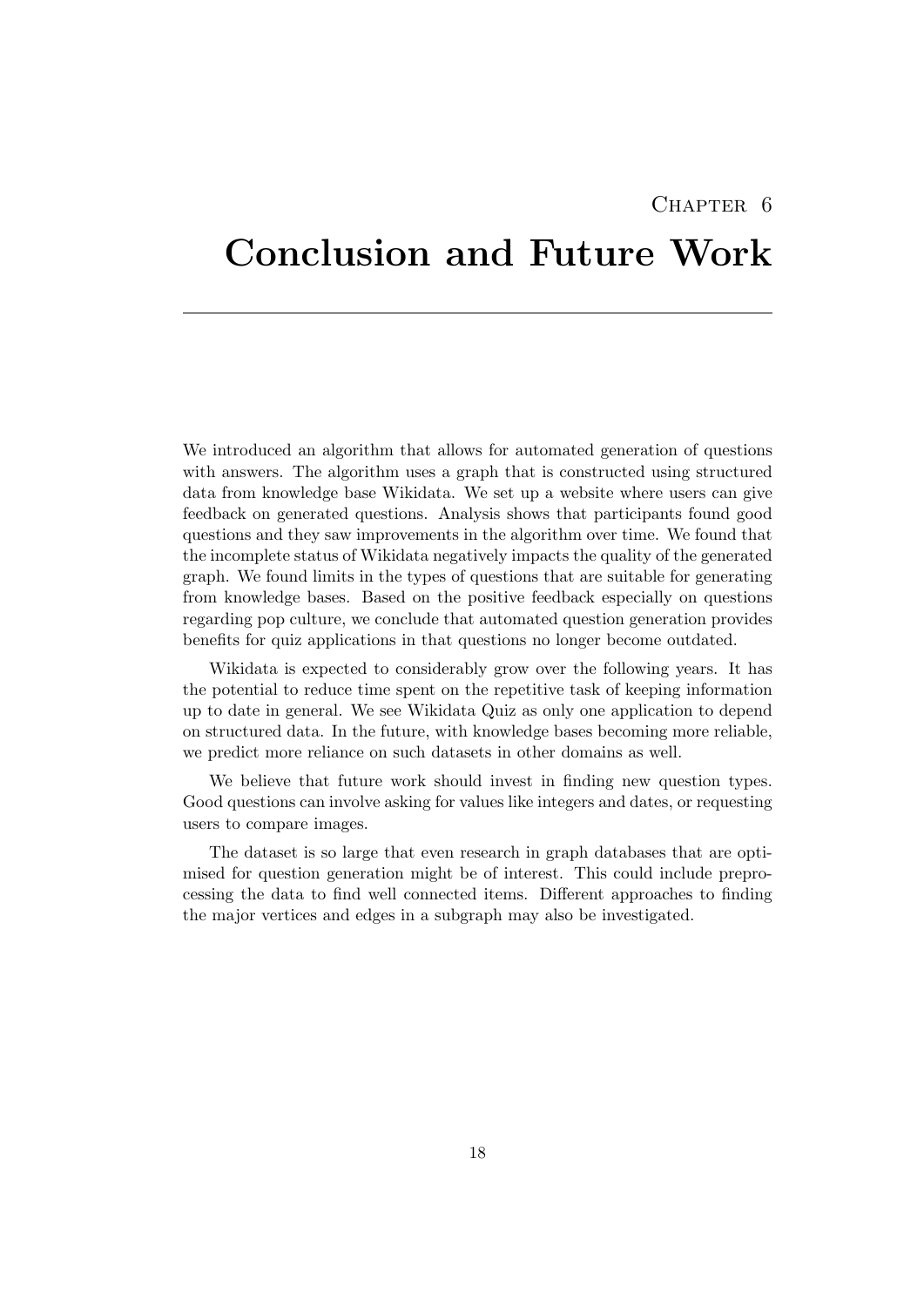# Chapter 6

# Conclusion and Future Work

We introduced an algorithm that allows for automated generation of questions with answers. The algorithm uses a graph that is constructed using structured data from knowledge base Wikidata. We set up a website where users can give feedback on generated questions. Analysis shows that participants found good questions and they saw improvements in the algorithm over time. We found that the incomplete status of Wikidata negatively impacts the quality of the generated graph. We found limits in the types of questions that are suitable for generating from knowledge bases. Based on the positive feedback especially on questions regarding pop culture, we conclude that automated question generation provides benefits for quiz applications in that questions no longer become outdated.

Wikidata is expected to considerably grow over the following years. It has the potential to reduce time spent on the repetitive task of keeping information up to date in general. We see Wikidata Quiz as only one application to depend on structured data. In the future, with knowledge bases becoming more reliable, we predict more reliance on such datasets in other domains as well.

We believe that future work should invest in finding new question types. Good questions can involve asking for values like integers and dates, or requesting users to compare images.

The dataset is so large that even research in graph databases that are optimised for question generation might be of interest. This could include preprocessing the data to find well connected items. Different approaches to finding the major vertices and edges in a subgraph may also be investigated.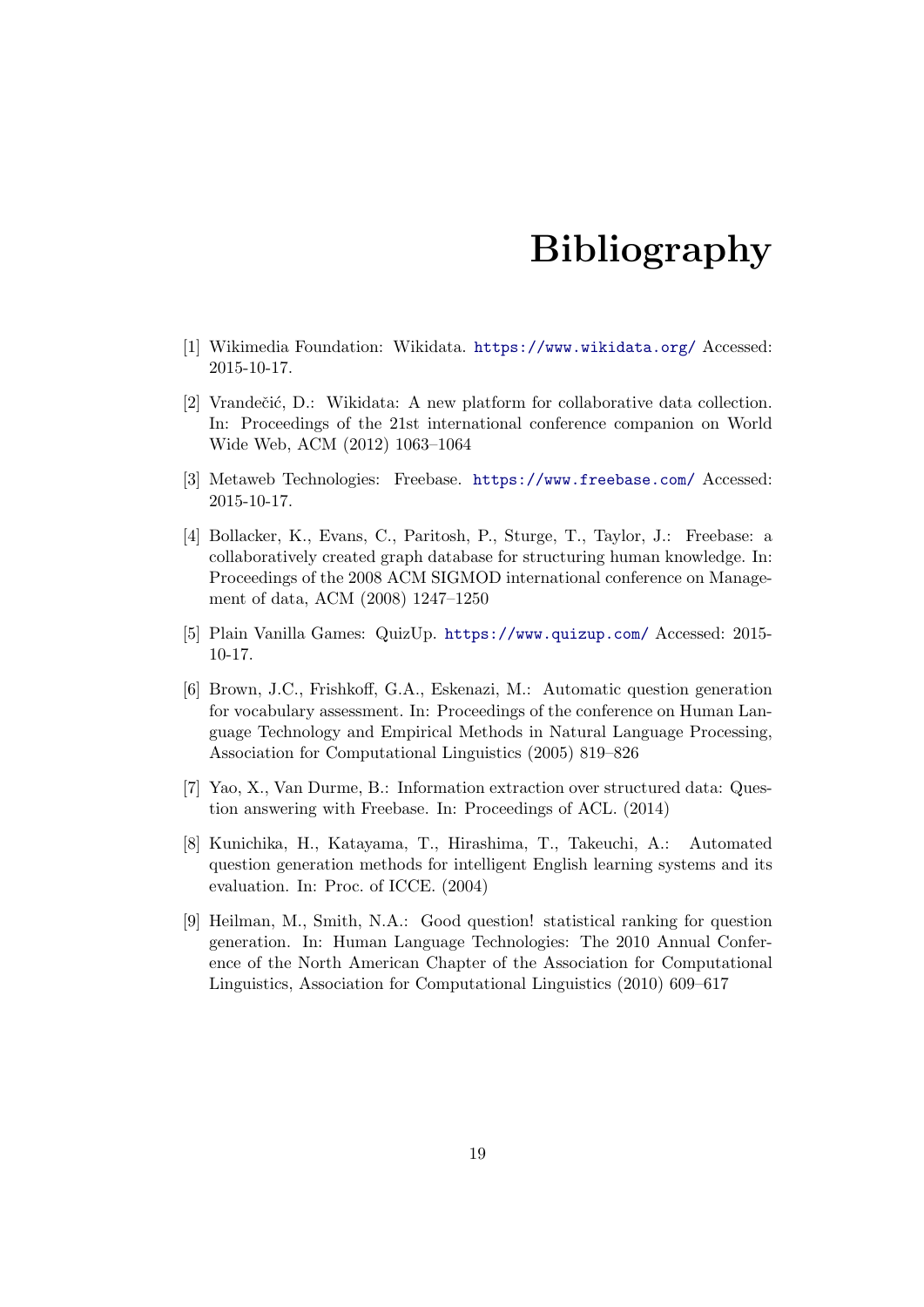# Bibliography

[1] Wikimedia Foundation: Wikidata. https://www.wikidata.org/ Accessed: 2015-10-17.

[2] Vrandečić, D.: Wikidata: A new platform for collaborative data collection. In: Proceedings of the 21st international conference companion on World Wide Web, ACM (2012) 1063–1064

[3] Metaweb Technologies: Freebase. https://www.freebase.com/ Accessed: 2015-10-17.

[4] Bollacker, K., Evans, C., Paritosh, P., Sturge, T., Taylor, J.: Freebase: a collaboratively created graph database for structuring human knowledge. In: Proceedings of the 2008 ACM SIGMOD international conference on Management of data, ACM (2008) 1247–1250

[5] Plain Vanilla Games: QuizUp. https://www.quizup.com/ Accessed: 2015-10-17.

[6] Brown, J.C., Frishkoff, G.A., Eskenazi, M.: Automatic question generation for vocabulary assessment. In: Proceedings of the conference on Human Language Technology and Empirical Methods in Natural Language Processing, Association for Computational Linguistics (2005) 819–826

[7] Yao, X., Van Durme, B.: Information extraction over structured data: Question answering with Freebase. In: Proceedings of ACL. (2014)

[8] Kunichika, H., Katayama, T., Hirashima, T., Takeuchi, A.: Automated question generation methods for intelligent English learning systems and its evaluation. In: Proc. of ICCE. (2004)

[9] Heilman, M., Smith, N.A.: Good question! statistical ranking for question generation. In: Human Language Technologies: The 2010 Annual Conference of the North American Chapter of the Association for Computational Linguistics, Association for Computational Linguistics (2010) 609–617